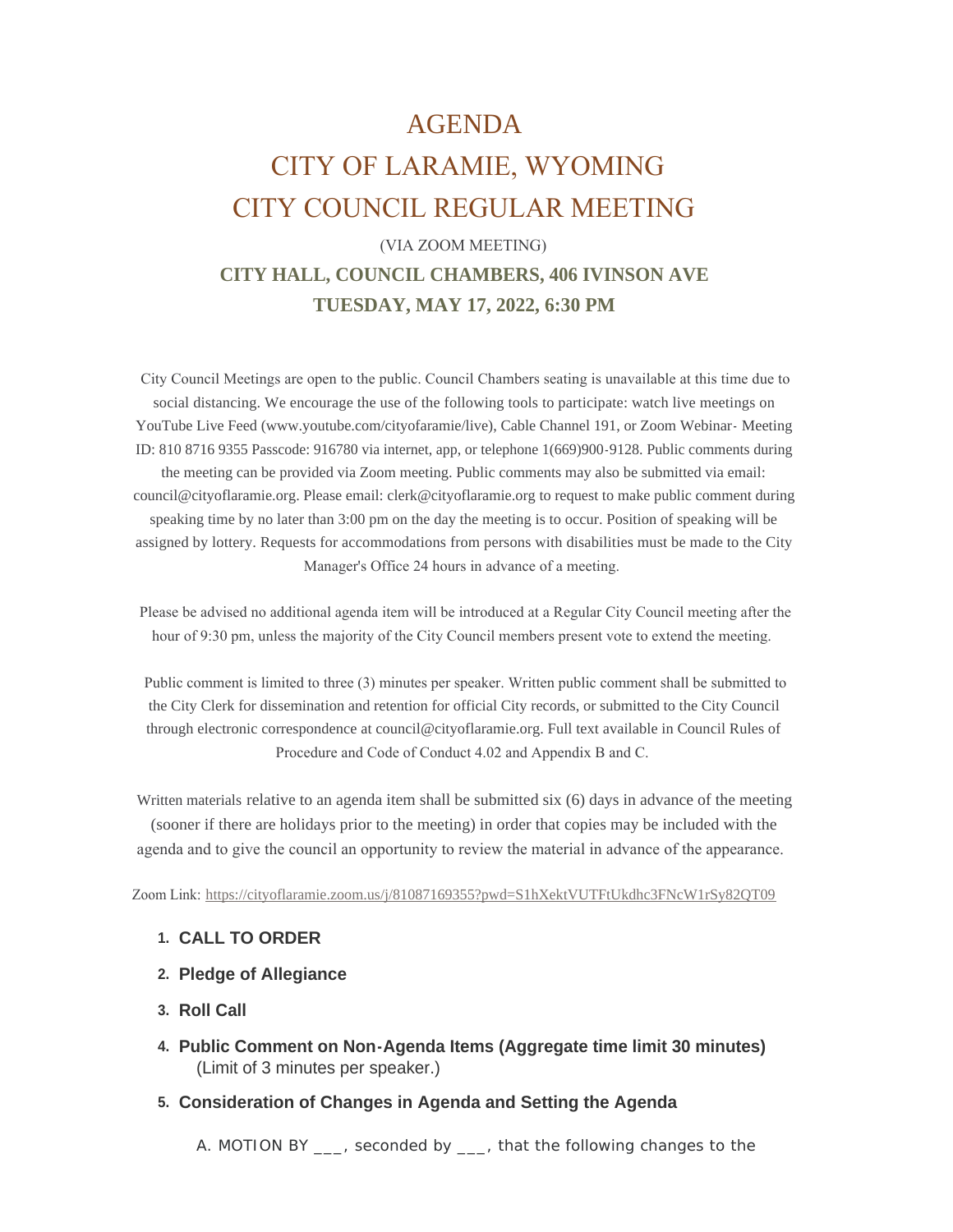# AGENDA
# CITY OF LARAMIE, WYOMING
# CITY COUNCIL REGULAR MEETING

(VIA ZOOM MEETING)

**CITY HALL, COUNCIL CHAMBERS, 406 IVINSON AVE**

**TUESDAY, MAY 17, 2022, 6:30 PM**

City Council Meetings are open to the public. Council Chambers seating is unavailable at this time due to social distancing. We encourage the use of the following tools to participate: watch live meetings on YouTube Live Feed (www.youtube.com/cityofaramie/live), Cable Channel 191, or Zoom Webinar- Meeting ID: 810 8716 9355 Passcode: 916780 via internet, app, or telephone 1(669)900-9128. Public comments during the meeting can be provided via Zoom meeting. Public comments may also be submitted via email: council@cityoflaramie.org. Please email: clerk@cityoflaramie.org to request to make public comment during speaking time by no later than 3:00 pm on the day the meeting is to occur. Position of speaking will be assigned by lottery. Requests for accommodations from persons with disabilities must be made to the City Manager's Office 24 hours in advance of a meeting.

Please be advised no additional agenda item will be introduced at a Regular City Council meeting after the hour of 9:30 pm, unless the majority of the City Council members present vote to extend the meeting.

Public comment is limited to three (3) minutes per speaker. Written public comment shall be submitted to the City Clerk for dissemination and retention for official City records, or submitted to the City Council through electronic correspondence at council@cityoflaramie.org. Full text available in Council Rules of Procedure and Code of Conduct 4.02 and Appendix B and C.

Written materials relative to an agenda item shall be submitted six (6) days in advance of the meeting (sooner if there are holidays prior to the meeting) in order that copies may be included with the agenda and to give the council an opportunity to review the material in advance of the appearance.

Zoom Link: https://cityoflaramie.zoom.us/j/81087169355?pwd=S1hXektVUTFtUkdhc3FNcW1rSy82QT09

1. **CALL TO ORDER**
2. **Pledge of Allegiance**
3. **Roll Call**
4. **Public Comment on Non-Agenda Items (Aggregate time limit 30 minutes)**
   (Limit of 3 minutes per speaker.)
5. **Consideration of Changes in Agenda and Setting the Agenda**

   A. MOTION BY ___, seconded by ___, that the following changes to the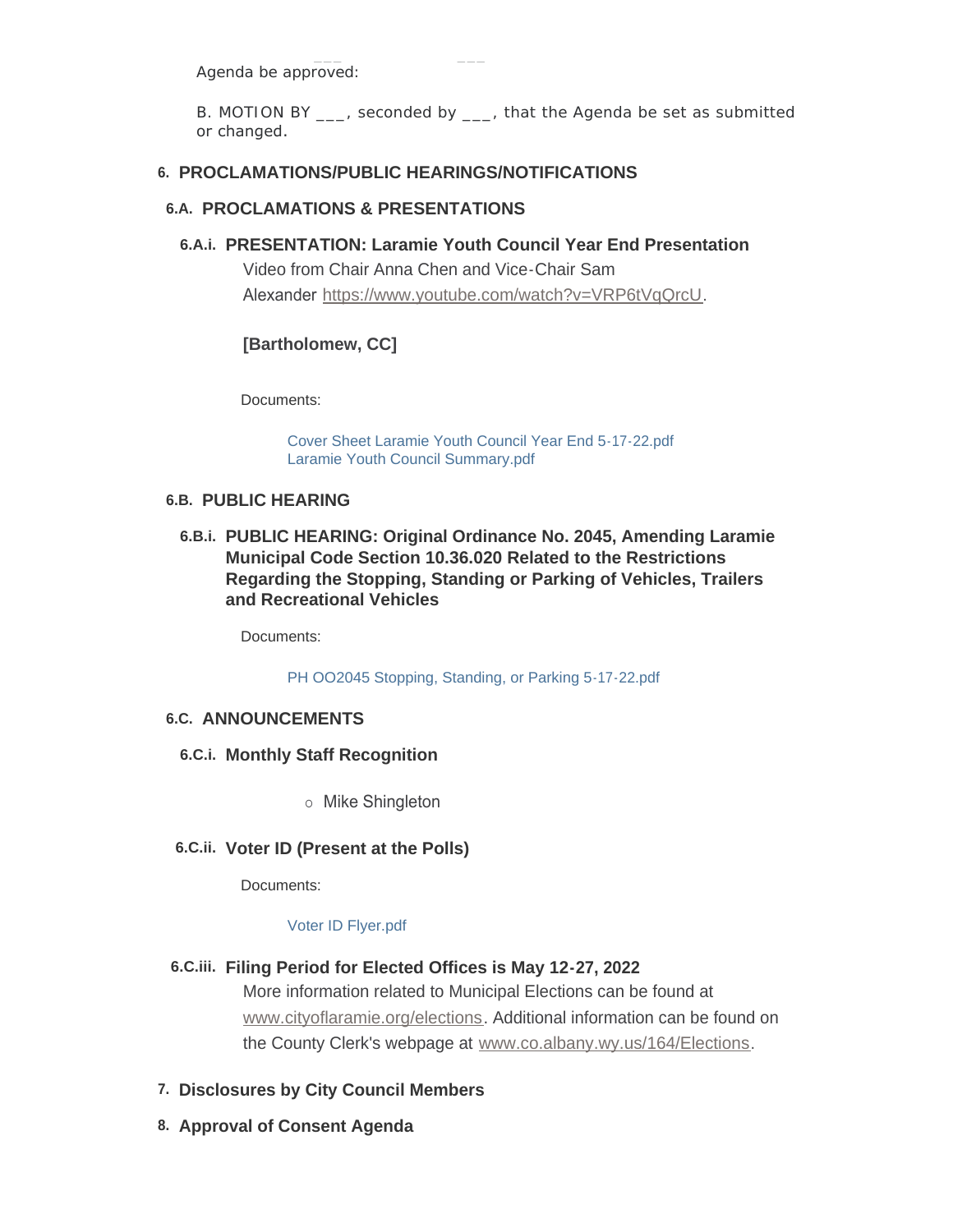Agenda be approved:

B. MOTION BY ___, seconded by ___, that the Agenda be set as submitted or changed.

## 6. PROCLAMATIONS/PUBLIC HEARINGS/NOTIFICATIONS

### 6.A. PROCLAMATIONS & PRESENTATIONS

#### 6.A.i. PRESENTATION: Laramie Youth Council Year End Presentation

Video from Chair Anna Chen and Vice-Chair Sam Alexander https://www.youtube.com/watch?v=VRP6tVqQrcU.

**[Bartholomew, CC]**

Documents:

- Cover Sheet Laramie Youth Council Year End 5-17-22.pdf
- Laramie Youth Council Summary.pdf

### 6.B. PUBLIC HEARING

#### 6.B.i. PUBLIC HEARING: Original Ordinance No. 2045, Amending Laramie Municipal Code Section 10.36.020 Related to the Restrictions Regarding the Stopping, Standing or Parking of Vehicles, Trailers and Recreational Vehicles

Documents:

- PH OO2045 Stopping, Standing, or Parking 5-17-22.pdf

### 6.C. ANNOUNCEMENTS

#### 6.C.i. Monthly Staff Recognition

- Mike Shingleton

#### 6.C.ii. Voter ID (Present at the Polls)

Documents:

- Voter ID Flyer.pdf

#### 6.C.iii. Filing Period for Elected Offices is May 12-27, 2022

More information related to Municipal Elections can be found at www.cityoflaramie.org/elections. Additional information can be found on the County Clerk's webpage at www.co.albany.wy.us/164/Elections.

## 7. Disclosures by City Council Members

## 8. Approval of Consent Agenda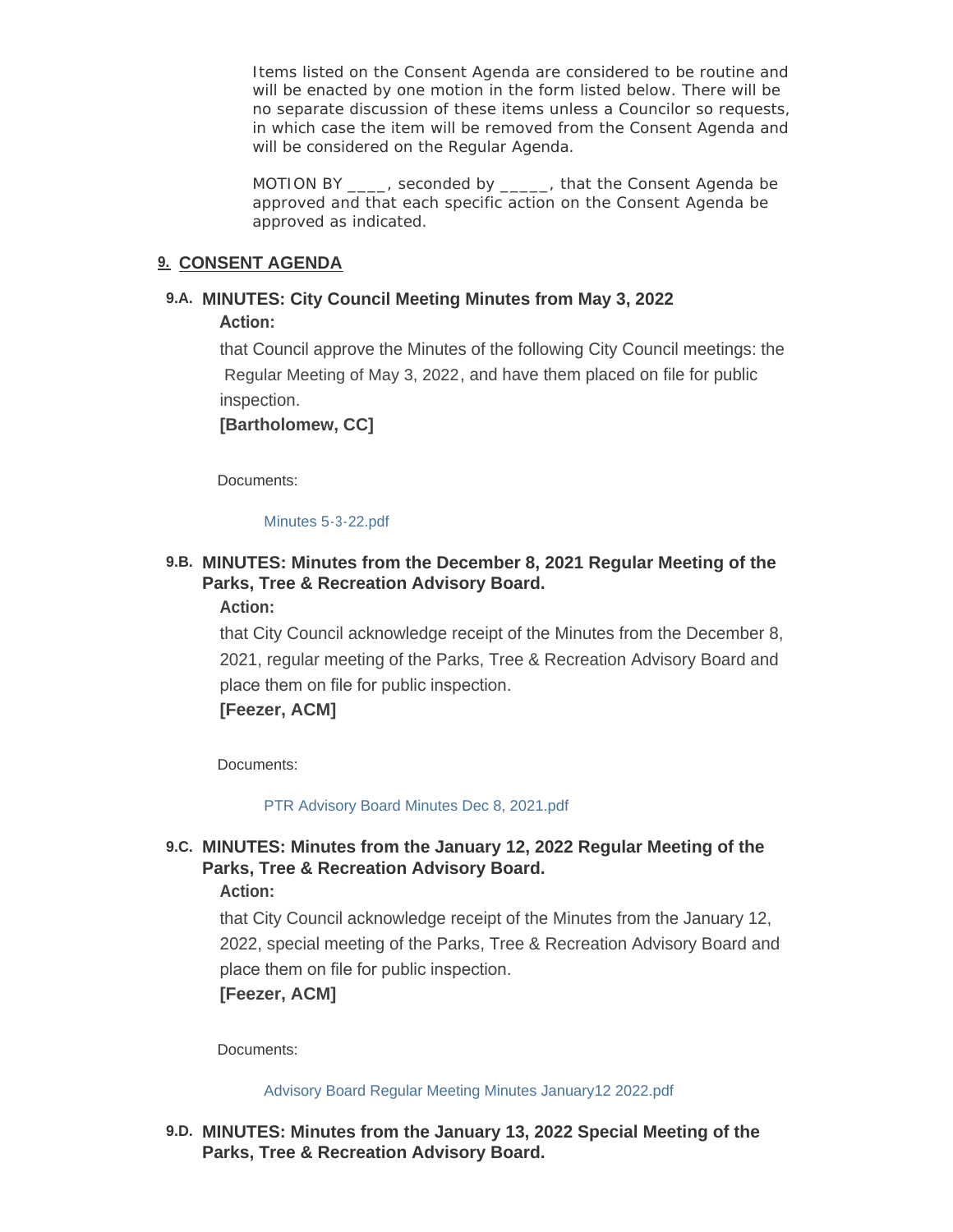Items listed on the Consent Agenda are considered to be routine and will be enacted by one motion in the form listed below. There will be no separate discussion of these items unless a Councilor so requests, in which case the item will be removed from the Consent Agenda and will be considered on the Regular Agenda.

MOTION BY ____, seconded by _____, that the Consent Agenda be approved and that each specific action on the Consent Agenda be approved as indicated.

## 9. CONSENT AGENDA

### 9.A. MINUTES: City Council Meeting Minutes from May 3, 2022

**Action:**

that Council approve the Minutes of the following City Council meetings: the Regular Meeting of May 3, 2022, and have them placed on file for public inspection.

**[Bartholomew, CC]**

Documents:

Minutes 5-3-22.pdf

### 9.B. MINUTES: Minutes from the December 8, 2021 Regular Meeting of the Parks, Tree & Recreation Advisory Board.

**Action:**

that City Council acknowledge receipt of the Minutes from the December 8, 2021, regular meeting of the Parks, Tree & Recreation Advisory Board and place them on file for public inspection.

**[Feezer, ACM]**

Documents:

PTR Advisory Board Minutes Dec 8, 2021.pdf

### 9.C. MINUTES: Minutes from the January 12, 2022 Regular Meeting of the Parks, Tree & Recreation Advisory Board.

**Action:**

that City Council acknowledge receipt of the Minutes from the January 12, 2022, special meeting of the Parks, Tree & Recreation Advisory Board and place them on file for public inspection.

**[Feezer, ACM]**

Documents:

Advisory Board Regular Meeting Minutes January12 2022.pdf

### 9.D. MINUTES: Minutes from the January 13, 2022 Special Meeting of the Parks, Tree & Recreation Advisory Board.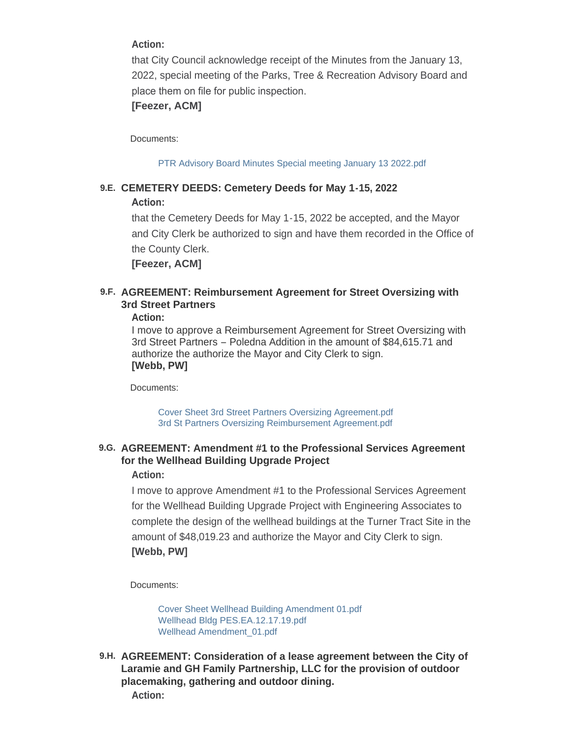**Action:**

that City Council acknowledge receipt of the Minutes from the January 13, 2022, special meeting of the Parks, Tree & Recreation Advisory Board and place them on file for public inspection.

**[Feezer, ACM]**

Documents:

PTR Advisory Board Minutes Special meeting January 13 2022.pdf

### 9.E. CEMETERY DEEDS: Cemetery Deeds for May 1-15, 2022

**Action:**

that the Cemetery Deeds for May 1-15, 2022 be accepted, and the Mayor and City Clerk be authorized to sign and have them recorded in the Office of the County Clerk.

**[Feezer, ACM]**

### 9.F. AGREEMENT: Reimbursement Agreement for Street Oversizing with 3rd Street Partners

**Action:**

I move to approve a Reimbursement Agreement for Street Oversizing with 3rd Street Partners – Poledna Addition in the amount of $84,615.71 and authorize the authorize the Mayor and City Clerk to sign.

**[Webb, PW]**

Documents:

Cover Sheet 3rd Street Partners Oversizing Agreement.pdf
3rd St Partners Oversizing Reimbursement Agreement.pdf

### 9.G. AGREEMENT: Amendment #1 to the Professional Services Agreement for the Wellhead Building Upgrade Project

**Action:**

I move to approve Amendment #1 to the Professional Services Agreement for the Wellhead Building Upgrade Project with Engineering Associates to complete the design of the wellhead buildings at the Turner Tract Site in the amount of $48,019.23 and authorize the Mayor and City Clerk to sign.

**[Webb, PW]**

Documents:

Cover Sheet Wellhead Building Amendment 01.pdf
Wellhead Bldg PES.EA.12.17.19.pdf
Wellhead Amendment_01.pdf

### 9.H. AGREEMENT: Consideration of a lease agreement between the City of Laramie and GH Family Partnership, LLC for the provision of outdoor placemaking, gathering and outdoor dining.

**Action:**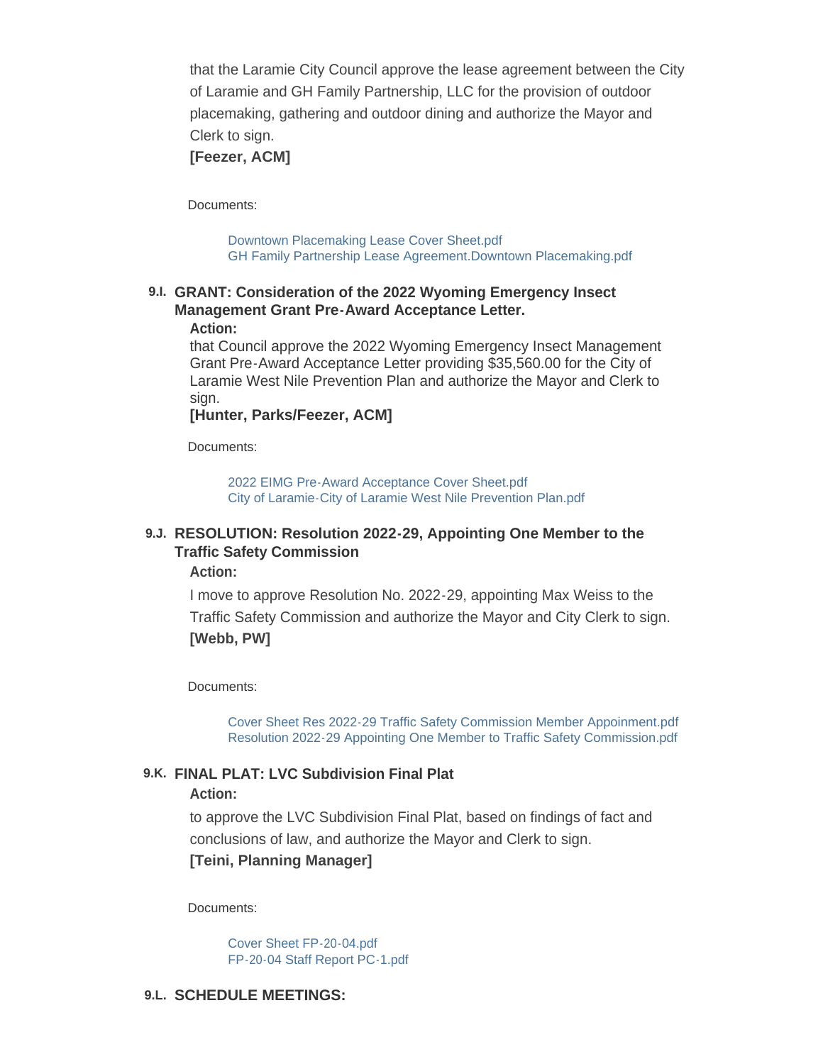that the Laramie City Council approve the lease agreement between the City of Laramie and GH Family Partnership, LLC for the provision of outdoor placemaking, gathering and outdoor dining and authorize the Mayor and Clerk to sign.

**[Feezer, ACM]**

Documents:

- Downtown Placemaking Lease Cover Sheet.pdf
- GH Family Partnership Lease Agreement.Downtown Placemaking.pdf

### 9.I. GRANT: Consideration of the 2022 Wyoming Emergency Insect Management Grant Pre-Award Acceptance Letter.

**Action:**

that Council approve the 2022 Wyoming Emergency Insect Management Grant Pre-Award Acceptance Letter providing $35,560.00 for the City of Laramie West Nile Prevention Plan and authorize the Mayor and Clerk to sign.

**[Hunter, Parks/Feezer, ACM]**

Documents:

- 2022 EIMG Pre-Award Acceptance Cover Sheet.pdf
- City of Laramie-City of Laramie West Nile Prevention Plan.pdf

### 9.J. RESOLUTION: Resolution 2022-29, Appointing One Member to the Traffic Safety Commission

**Action:**

I move to approve Resolution No. 2022-29, appointing Max Weiss to the Traffic Safety Commission and authorize the Mayor and City Clerk to sign.

**[Webb, PW]**

Documents:

- Cover Sheet Res 2022-29 Traffic Safety Commission Member Appoinment.pdf
- Resolution 2022-29 Appointing One Member to Traffic Safety Commission.pdf

### 9.K. FINAL PLAT: LVC Subdivision Final Plat

**Action:**

to approve the LVC Subdivision Final Plat, based on findings of fact and conclusions of law, and authorize the Mayor and Clerk to sign.

**[Teini, Planning Manager]**

Documents:

- Cover Sheet FP-20-04.pdf
- FP-20-04 Staff Report PC-1.pdf

### 9.L. SCHEDULE MEETINGS: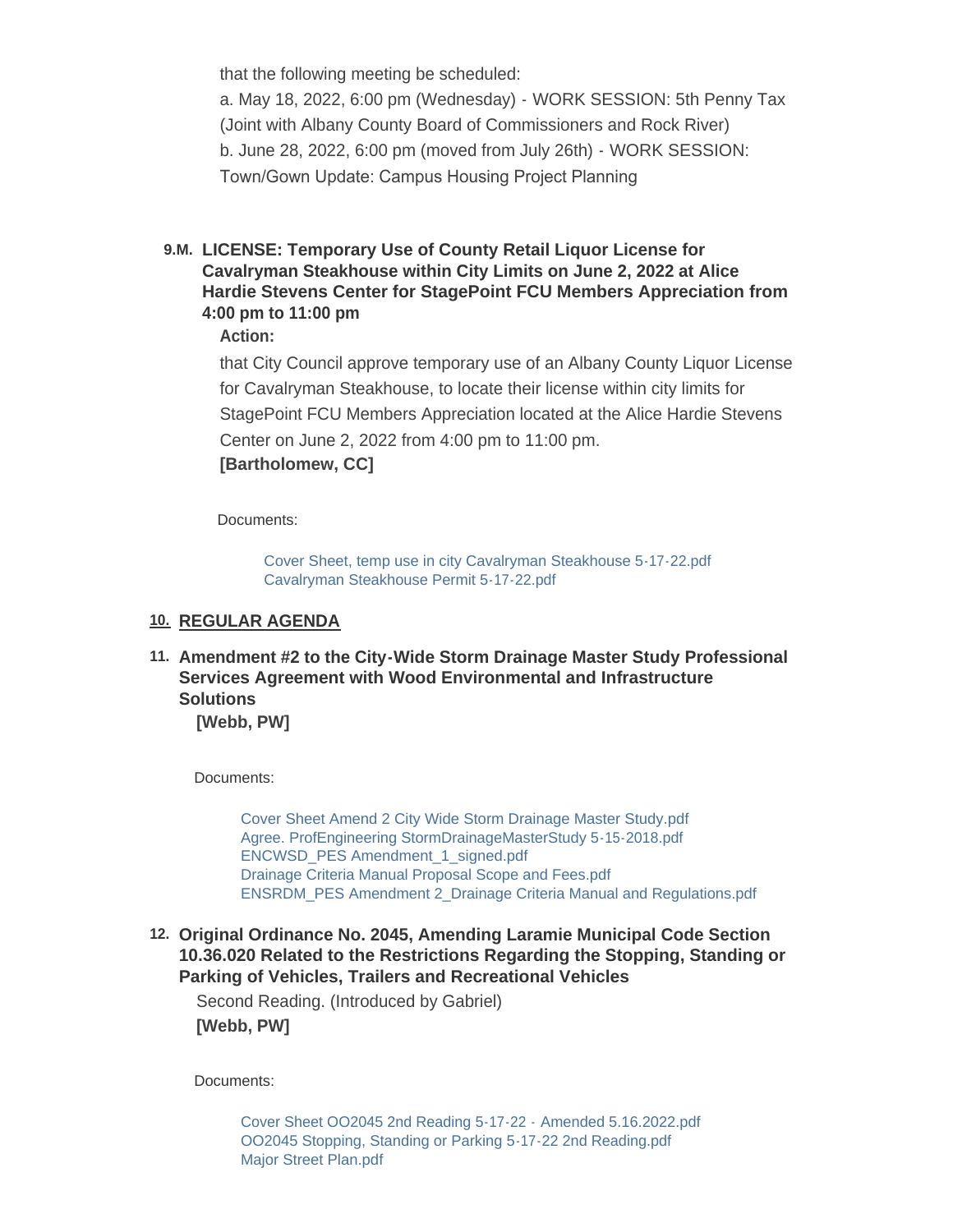that the following meeting be scheduled:

a. May 18, 2022, 6:00 pm (Wednesday) - WORK SESSION: 5th Penny Tax (Joint with Albany County Board of Commissioners and Rock River)

b. June 28, 2022, 6:00 pm (moved from July 26th) - WORK SESSION: Town/Gown Update: Campus Housing Project Planning

### 9.M. LICENSE: Temporary Use of County Retail Liquor License for Cavalryman Steakhouse within City Limits on June 2, 2022 at Alice Hardie Stevens Center for StagePoint FCU Members Appreciation from 4:00 pm to 11:00 pm

**Action:**

that City Council approve temporary use of an Albany County Liquor License for Cavalryman Steakhouse, to locate their license within city limits for StagePoint FCU Members Appreciation located at the Alice Hardie Stevens Center on June 2, 2022 from 4:00 pm to 11:00 pm.

**[Bartholomew, CC]**

Documents:

- Cover Sheet, temp use in city Cavalryman Steakhouse 5-17-22.pdf
- Cavalryman Steakhouse Permit 5-17-22.pdf

## 10. REGULAR AGENDA

### 11. Amendment #2 to the City-Wide Storm Drainage Master Study Professional Services Agreement with Wood Environmental and Infrastructure Solutions

**[Webb, PW]**

Documents:

- Cover Sheet Amend 2 City Wide Storm Drainage Master Study.pdf
- Agree. ProfEngineering StormDrainageMasterStudy 5-15-2018.pdf
- ENCWSD_PES Amendment_1_signed.pdf
- Drainage Criteria Manual Proposal Scope and Fees.pdf
- ENSRDM_PES Amendment 2_Drainage Criteria Manual and Regulations.pdf

### 12. Original Ordinance No. 2045, Amending Laramie Municipal Code Section 10.36.020 Related to the Restrictions Regarding the Stopping, Standing or Parking of Vehicles, Trailers and Recreational Vehicles

Second Reading. (Introduced by Gabriel)

**[Webb, PW]**

Documents:

- Cover Sheet OO2045 2nd Reading 5-17-22 - Amended 5.16.2022.pdf
- OO2045 Stopping, Standing or Parking 5-17-22 2nd Reading.pdf
- Major Street Plan.pdf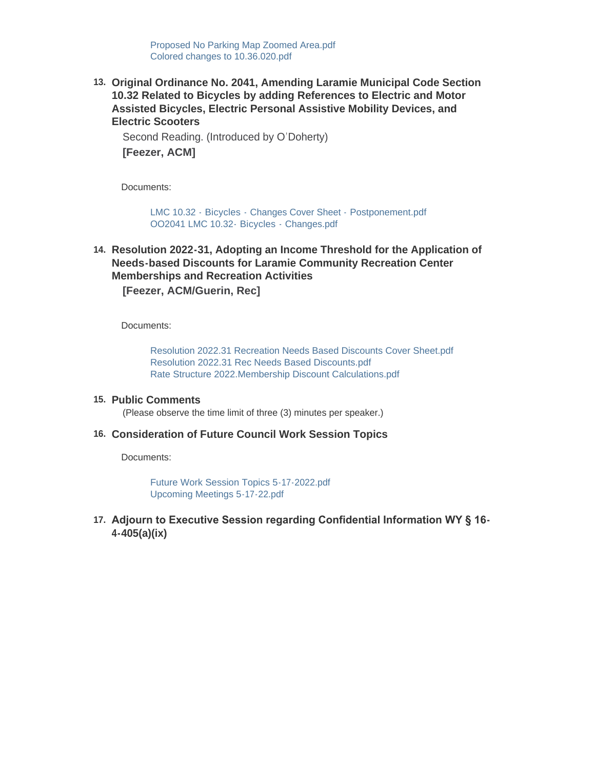Proposed No Parking Map Zoomed Area.pdf
Colored changes to 10.36.020.pdf

**13. Original Ordinance No. 2041, Amending Laramie Municipal Code Section 10.32 Related to Bicycles by adding References to Electric and Motor Assisted Bicycles, Electric Personal Assistive Mobility Devices, and Electric Scooters**

Second Reading. (Introduced by O'Doherty)

**[Feezer, ACM]**

Documents:

LMC 10.32 - Bicycles - Changes Cover Sheet - Postponement.pdf
OO2041 LMC 10.32- Bicycles - Changes.pdf

**14. Resolution 2022-31, Adopting an Income Threshold for the Application of Needs-based Discounts for Laramie Community Recreation Center Memberships and Recreation Activities**

**[Feezer, ACM/Guerin, Rec]**

Documents:

Resolution 2022.31 Recreation Needs Based Discounts Cover Sheet.pdf
Resolution 2022.31 Rec Needs Based Discounts.pdf
Rate Structure 2022.Membership Discount Calculations.pdf

**15. Public Comments**

(Please observe the time limit of three (3) minutes per speaker.)

**16. Consideration of Future Council Work Session Topics**

Documents:

Future Work Session Topics 5-17-2022.pdf
Upcoming Meetings 5-17-22.pdf

**17. Adjourn to Executive Session regarding Confidential Information WY § 16-4-405(a)(ix)**